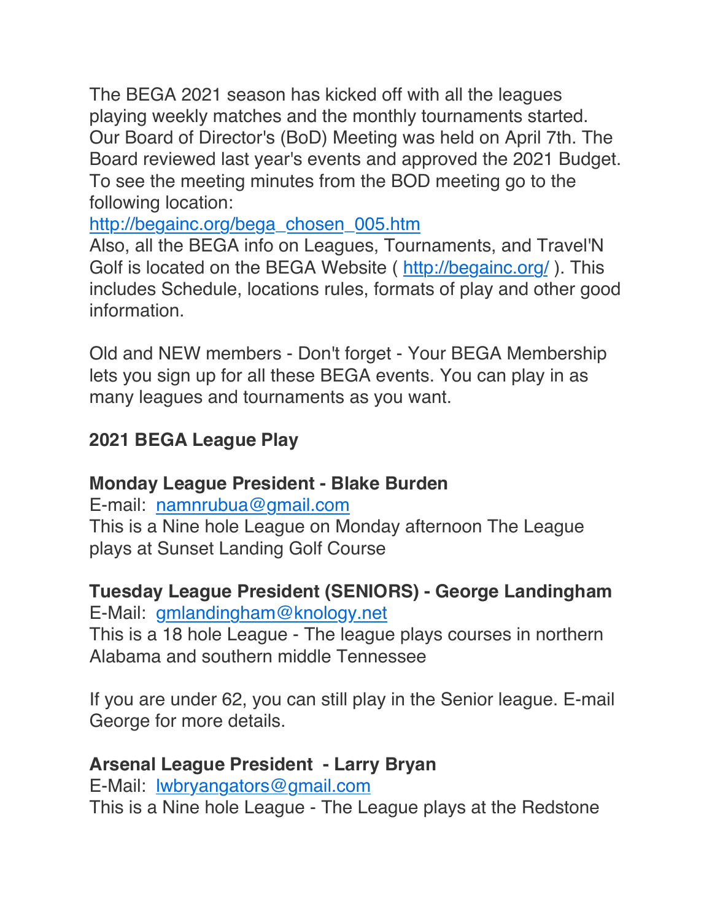The BEGA 2021 season has kicked off with all the leagues playing weekly matches and the monthly tournaments started. Our Board of Director's (BoD) Meeting was held on April 7th. The Board reviewed last year's events and approved the 2021 Budget. To see the meeting minutes from the BOD meeting go to the following location:
http://begainc.org/bega_chosen_005.htm
Also, all the BEGA info on Leagues, Tournaments, and Travel'N Golf is located on the BEGA Website ( http://begainc.org/ ). This includes Schedule, locations rules, formats of play and other good information.

Old and NEW members - Don't forget - Your BEGA Membership lets you sign up for all these BEGA events. You can play in as many leagues and tournaments as you want.

**2021 BEGA League Play**

**Monday League President - Blake Burden**
E-mail: namnrubua@gmail.com
This is a Nine hole League on Monday afternoon The League plays at Sunset Landing Golf Course

**Tuesday League President (SENIORS) - George Landingham**
E-Mail: gmlandingham@knology.net
This is a 18 hole League - The league plays courses in northern Alabama and southern middle Tennessee

If you are under 62, you can still play in the Senior league. E-mail George for more details.

**Arsenal League President - Larry Bryan**
E-Mail: lwbryangators@gmail.com
This is a Nine hole League - The League plays at the Redstone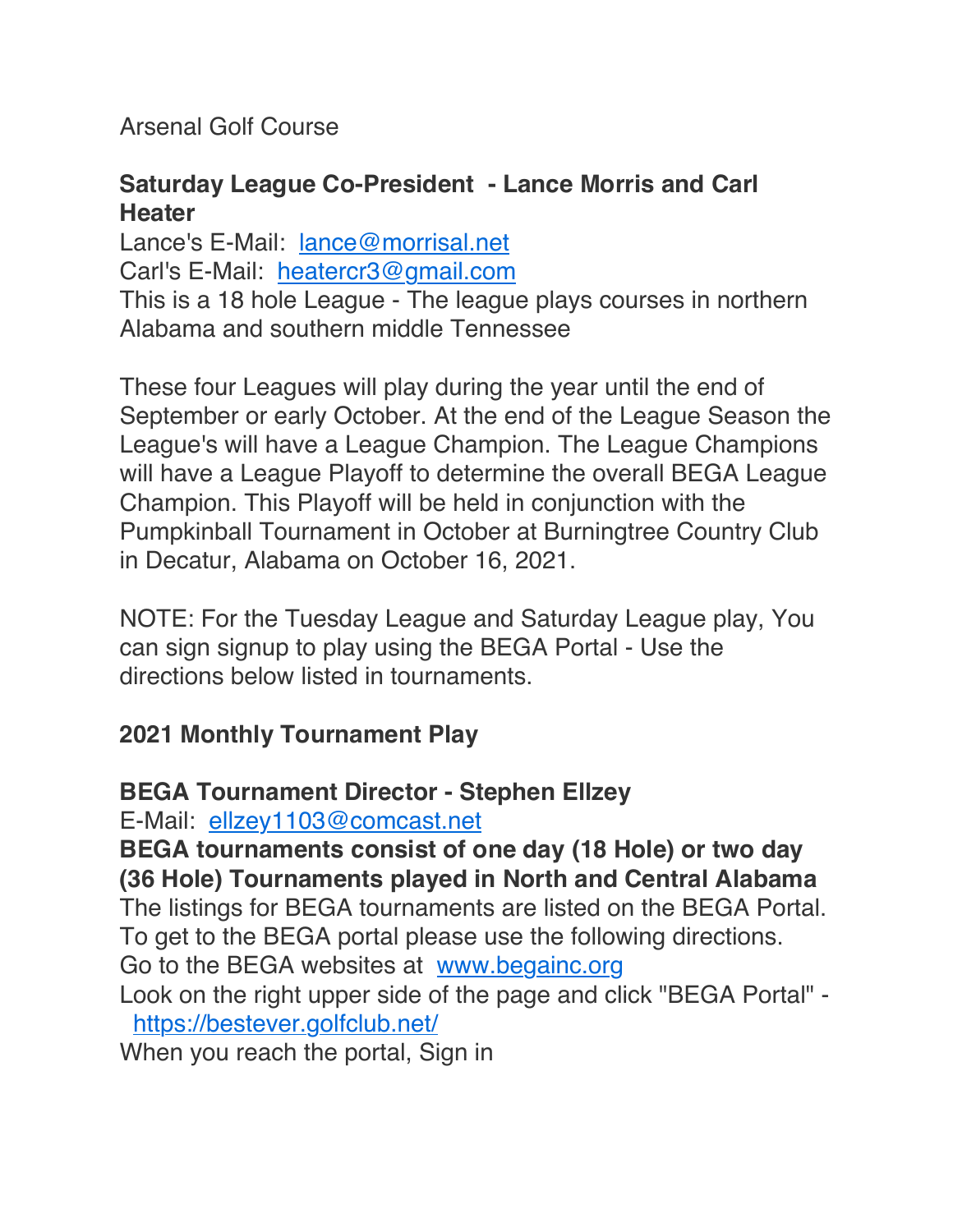Arsenal Golf Course

**Saturday League Co-President - Lance Morris and Carl Heater**

Lance's E-Mail: lance@morrisal.net
Carl's E-Mail: heatercr3@gmail.com
This is a 18 hole League - The league plays courses in northern Alabama and southern middle Tennessee

These four Leagues will play during the year until the end of September or early October. At the end of the League Season the League's will have a League Champion. The League Champions will have a League Playoff to determine the overall BEGA League Champion. This Playoff will be held in conjunction with the Pumpkinball Tournament in October at Burningtree Country Club in Decatur, Alabama on October 16, 2021.

NOTE: For the Tuesday League and Saturday League play, You can sign signup to play using the BEGA Portal - Use the directions below listed in tournaments.

**2021 Monthly Tournament Play**

**BEGA Tournament Director - Stephen Ellzey**

E-Mail: ellzey1103@comcast.net
**BEGA tournaments consist of one day (18 Hole) or two day (36 Hole) Tournaments played in North and Central Alabama**
The listings for BEGA tournaments are listed on the BEGA Portal. To get to the BEGA portal please use the following directions.
Go to the BEGA websites at www.begainc.org
Look on the right upper side of the page and click "BEGA Portal" - https://bestever.golfclub.net/
When you reach the portal, Sign in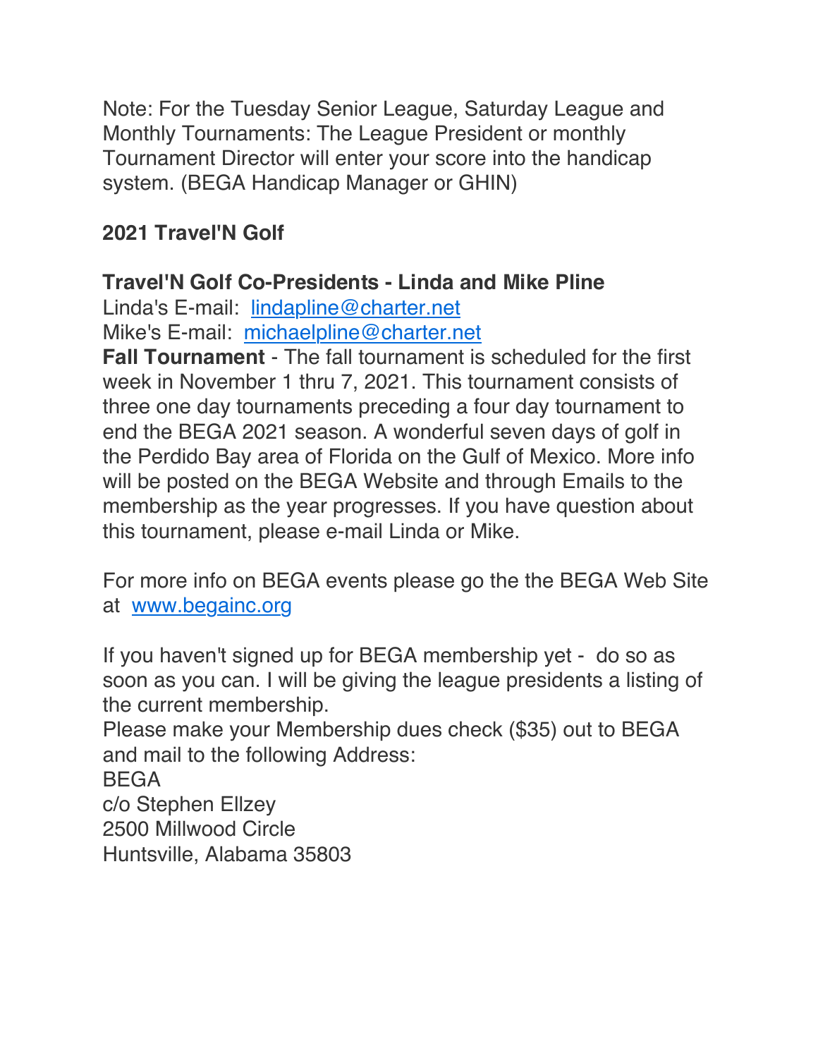Note: For the Tuesday Senior League, Saturday League and Monthly Tournaments: The League President or monthly Tournament Director will enter your score into the handicap system. (BEGA Handicap Manager or GHIN)

**2021 Travel'N Golf**

**Travel'N Golf Co-Presidents - Linda and Mike Pline**
Linda's E-mail: lindapline@charter.net
Mike's E-mail: michaelpline@charter.net
**Fall Tournament** - The fall tournament is scheduled for the first week in November 1 thru 7, 2021. This tournament consists of three one day tournaments preceding a four day tournament to end the BEGA 2021 season. A wonderful seven days of golf in the Perdido Bay area of Florida on the Gulf of Mexico. More info will be posted on the BEGA Website and through Emails to the membership as the year progresses. If you have question about this tournament, please e-mail Linda or Mike.

For more info on BEGA events please go the the BEGA Web Site at www.begainc.org

If you haven't signed up for BEGA membership yet - do so as soon as you can. I will be giving the league presidents a listing of the current membership.
Please make your Membership dues check ($35) out to BEGA and mail to the following Address:
BEGA
c/o Stephen Ellzey
2500 Millwood Circle
Huntsville, Alabama 35803